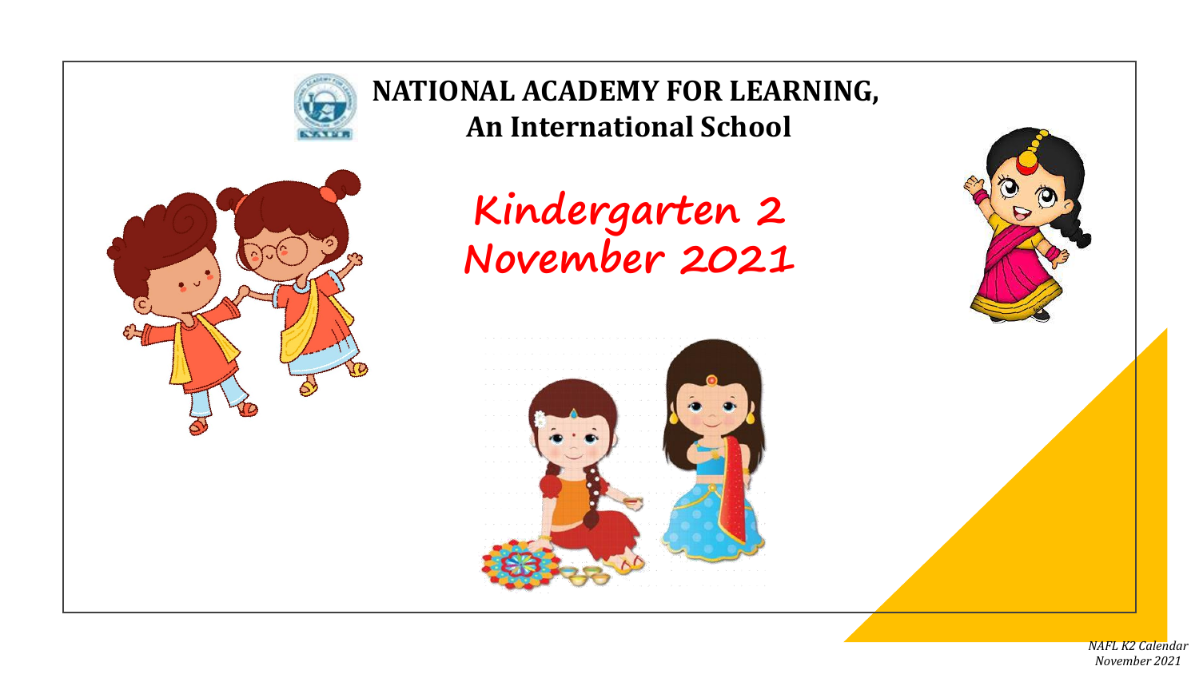# NATIONAL ACADEMY FOR LEARNING,
## An International School

# Kindergarten 2
# November 2021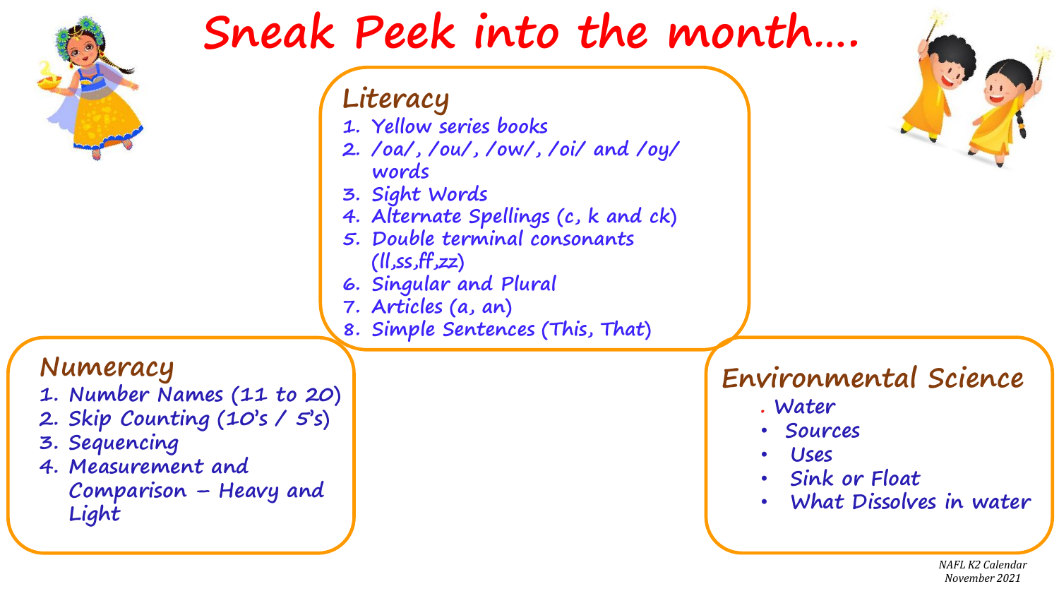# Sneak Peek into the month….

## Literacy

1. Yellow series books
2. /oa/, /ou/, /ow/, /oi/ and /oy/ words
3. Sight Words
4. Alternate Spellings (c, k and ck)
5. Double terminal consonants (ll,ss,ff,zz)
6. Singular and Plural
7. Articles (a, an)
8. Simple Sentences (This, That)

## Numeracy

1. Number Names (11 to 20)
2. Skip Counting (10's / 5's)
3. Sequencing
4. Measurement and Comparison – Heavy and Light

## Environmental Science

- Water
- Sources
- Uses
- Sink or Float
- What Dissolves in water

*NAFL K2 Calendar November 2021*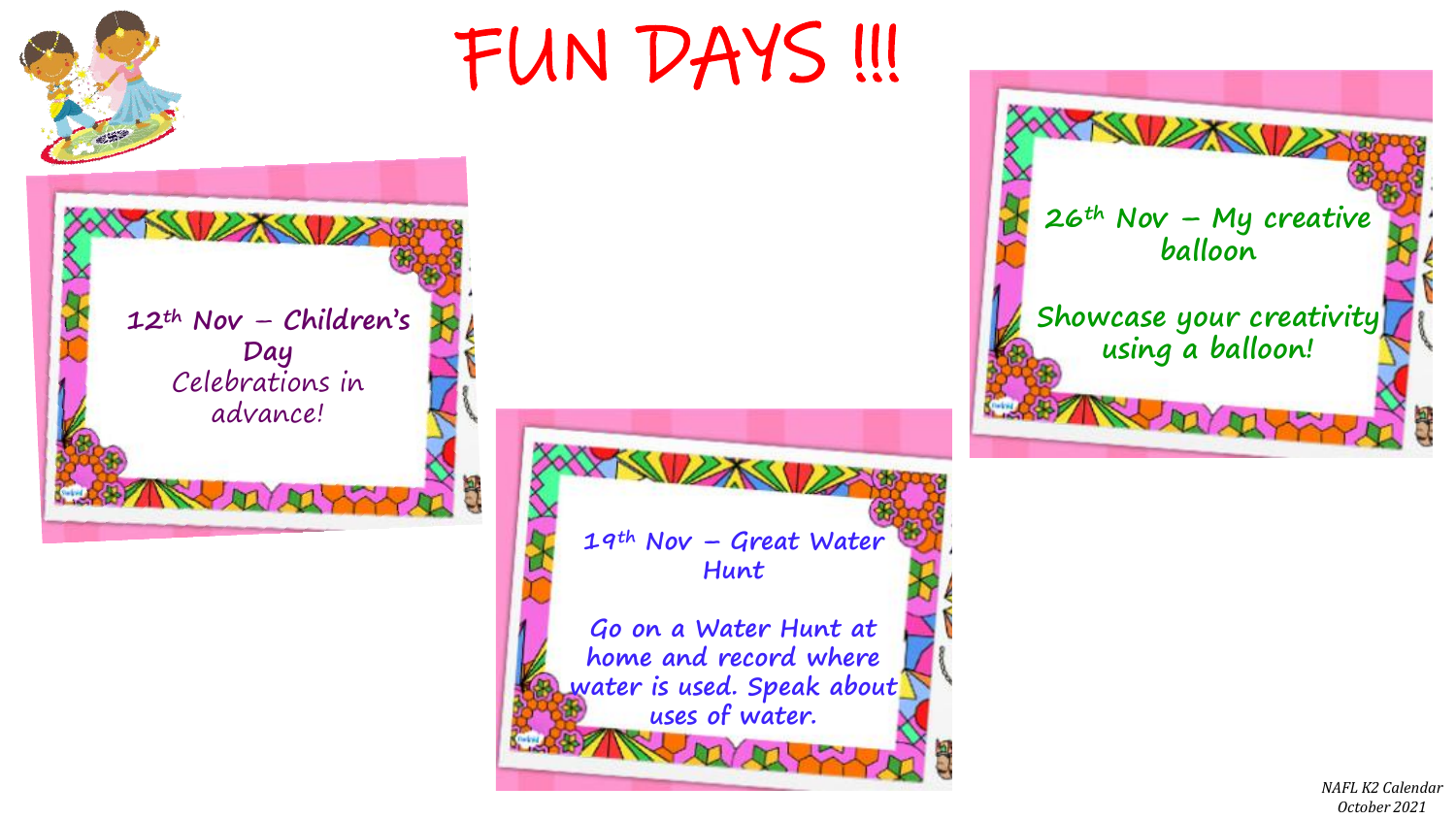# FUN DAYS !!!

**12th Nov – Children's Day**
Celebrations in advance!

**19th Nov – Great Water Hunt**

**Go on a Water Hunt at home and record where water is used. Speak about uses of water.**

**26th Nov – My creative balloon**

**Showcase your creativity using a balloon!**

*NAFL K2 Calendar October 2021*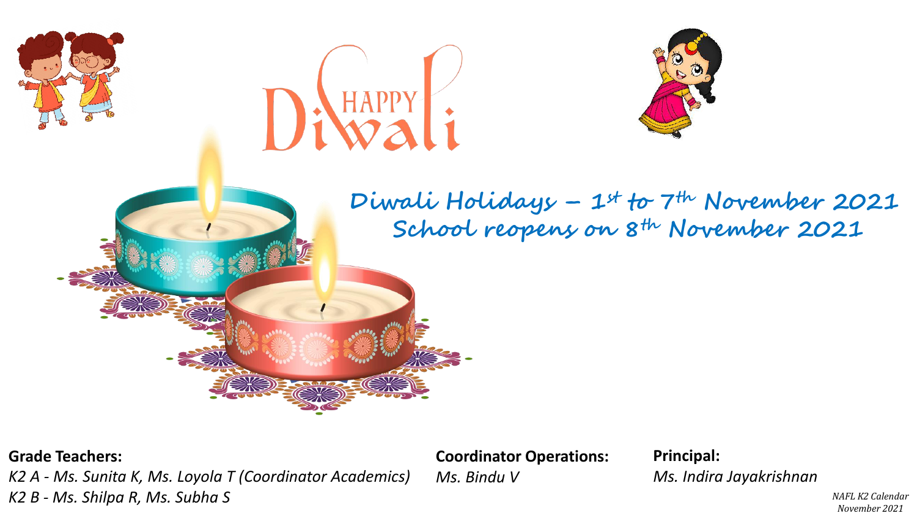# Happy Diwali

**Diwali Holidays – 1st to 7th November 2021**
**School reopens on 8th November 2021**

**Grade Teachers:**
*K2 A - Ms. Sunita K, Ms. Loyola T (Coordinator Academics)*
*K2 B - Ms. Shilpa R, Ms. Subha S*

**Coordinator Operations:**
*Ms. Bindu V*

**Principal:**
*Ms. Indira Jayakrishnan*